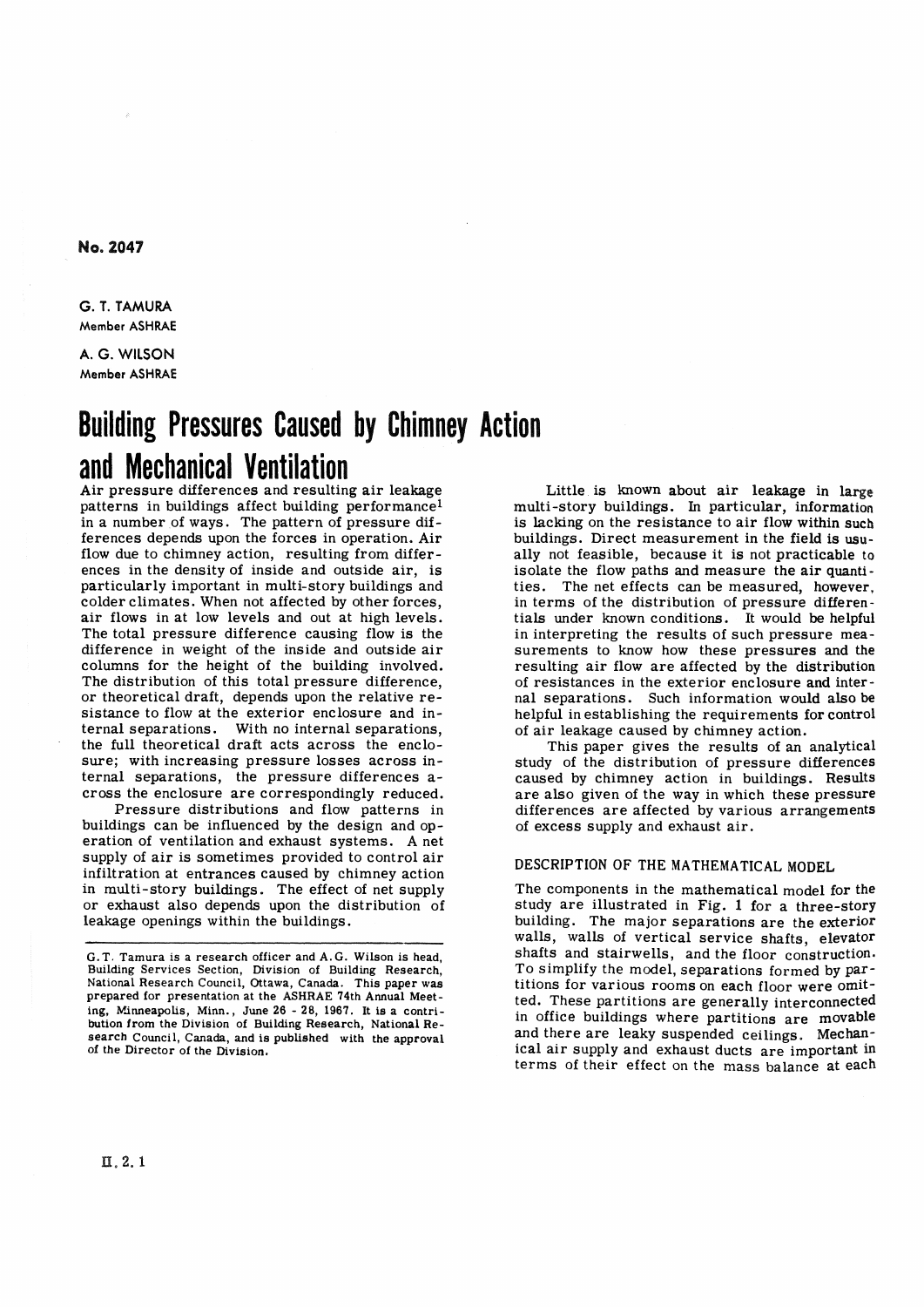No. 2047

G. T. TAMURA
Member ASHRAE

A. G. WILSON
Member ASHRAE

# Building Pressures Caused by Chimney Action and Mechanical Ventilation

Air pressure differences and resulting air leakage patterns in buildings affect building performance[1] in a number of ways. The pattern of pressure differences depends upon the forces in operation. Air flow due to chimney action, resulting from differences in the density of inside and outside air, is particularly important in multi-story buildings and colder climates. When not affected by other forces, air flows in at low levels and out at high levels. The total pressure difference causing flow is the difference in weight of the inside and outside air columns for the height of the building involved. The distribution of this total pressure difference, or theoretical draft, depends upon the relative resistance to flow at the exterior enclosure and internal separations. With no internal separations, the full theoretical draft acts across the enclosure; with increasing pressure losses across internal separations, the pressure differences across the enclosure are correspondingly reduced.

Pressure distributions and flow patterns in buildings can be influenced by the design and operation of ventilation and exhaust systems. A net supply of air is sometimes provided to control air infiltration at entrances caused by chimney action in multi-story buildings. The effect of net supply or exhaust also depends upon the distribution of leakage openings within the buildings.

G.T. Tamura is a research officer and A.G. Wilson is head, Building Services Section, Division of Building Research, National Research Council, Ottawa, Canada. This paper was prepared for presentation at the ASHRAE 74th Annual Meeting, Minneapolis, Minn., June 26 - 28, 1967. It is a contribution from the Division of Building Research, National Research Council, Canada, and is published with the approval of the Director of the Division.

Little is known about air leakage in large multi-story buildings. In particular, information is lacking on the resistance to air flow within such buildings. Direct measurement in the field is usually not feasible, because it is not practicable to isolate the flow paths and measure the air quantities. The net effects can be measured, however, in terms of the distribution of pressure differentials under known conditions. It would be helpful in interpreting the results of such pressure measurements to know how these pressures and the resulting air flow are affected by the distribution of resistances in the exterior enclosure and internal separations. Such information would also be helpful in establishing the requirements for control of air leakage caused by chimney action.

This paper gives the results of an analytical study of the distribution of pressure differences caused by chimney action in buildings. Results are also given of the way in which these pressure differences are affected by various arrangements of excess supply and exhaust air.

## DESCRIPTION OF THE MATHEMATICAL MODEL

The components in the mathematical model for the study are illustrated in Fig. 1 for a three-story building. The major separations are the exterior walls, walls of vertical service shafts, elevator shafts and stairwells, and the floor construction. To simplify the model, separations formed by partitions for various rooms on each floor were omitted. These partitions are generally interconnected in office buildings where partitions are movable and there are leaky suspended ceilings. Mechanical air supply and exhaust ducts are important in terms of their effect on the mass balance at each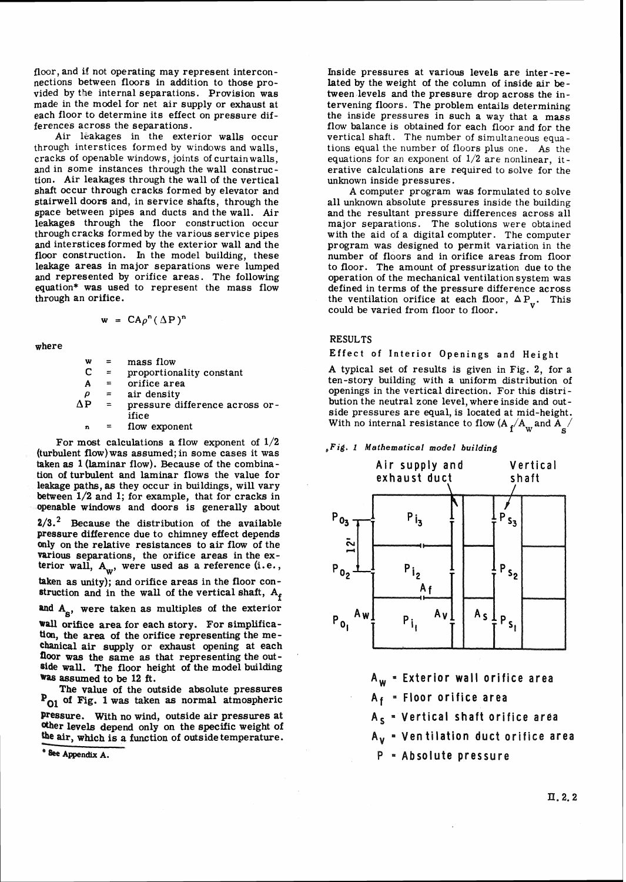floor, and if not operating may represent interconnections between floors in addition to those provided by the internal separations. Provision was made in the model for net air supply or exhaust at each floor to determine its effect on pressure differences across the separations.

Air leakages in the exterior walls occur through interstices formed by windows and walls, cracks of openable windows, joints of curtain walls, and in some instances through the wall construction. Air leakages through the wall of the vertical shaft occur through cracks formed by elevator and stairwell doors and, in service shafts, through the space between pipes and ducts and the wall. Air leakages through the floor construction occur through cracks formed by the various service pipes and interstices formed by the exterior wall and the floor construction. In the model building, these leakage areas in major separations were lumped and represented by orifice areas. The following equation* was used to represent the mass flow through an orifice.

$$w = CA\rho^n(\Delta P)^n$$

where

- $w$ = mass flow
- $C$ = proportionality constant
- $A$ = orifice area
- $\rho$ = air density
- $\Delta P$ = pressure difference across orifice
- $n$ = flow exponent

For most calculations a flow exponent of 1/2 (turbulent flow) was assumed; in some cases it was taken as 1 (laminar flow). Because of the combination of turbulent and laminar flows the value for leakage paths, as they occur in buildings, will vary between 1/2 and 1; for example, that for cracks in openable windows and doors is generally about 2/3.[2] Because the distribution of the available pressure difference due to chimney effect depends only on the relative resistances to air flow of the various separations, the orifice areas in the exterior wall, $A_w$, were used as a reference (i.e., taken as unity); and orifice areas in the floor construction and in the wall of the vertical shaft, $A_f$ and $A_s$, were taken as multiples of the exterior wall orifice area for each story. For simplification, the area of the orifice representing the mechanical air supply or exhaust opening at each floor was the same as that representing the outside wall. The floor height of the model building was assumed to be 12 ft.

The value of the outside absolute pressures $P_{O1}$ of Fig. 1 was taken as normal atmospheric pressure. With no wind, outside air pressures at other levels depend only on the specific weight of the air, which is a function of outside temperature.

\* See Appendix A.

Inside pressures at various levels are inter-related by the weight of the column of inside air between levels and the pressure drop across the intervening floors. The problem entails determining the inside pressures in such a way that a mass flow balance is obtained for each floor and for the vertical shaft. The number of simultaneous equations equal the number of floors plus one. As the equations for an exponent of 1/2 are nonlinear, iterative calculations are required to solve for the unknown inside pressures.

A computer program was formulated to solve all unknown absolute pressures inside the building and the resultant pressure differences across all major separations. The solutions were obtained with the aid of a digital computer. The computer program was designed to permit variation in the number of floors and in orifice areas from floor to floor. The amount of pressurization due to the operation of the mechanical ventilation system was defined in terms of the pressure difference across the ventilation orifice at each floor, $\Delta P_v$. This could be varied from floor to floor.

## RESULTS

### Effect of Interior Openings and Height

A typical set of results is given in Fig. 2, for a ten-story building with a uniform distribution of openings in the vertical direction. For this distribution the neutral zone level, where inside and outside pressures are equal, is located at mid-height. With no internal resistance to flow ($A_f/A_w$ and $A_s/$

*Fig. 1 Mathematical model building*

Air supply and exhaust duct; Vertical shaft; $P_{O_3}$, $P_{O_2}$, $P_{O_1}$; $P_{i_3}$, $P_{i_2}$, $P_{i_1}$; $P_{s_3}$, $P_{s_2}$, $P_{s_1}$; 12'; $A_w$; $A_f$; $A_v$; $A_s$

- $A_w$ = Exterior wall orifice area
- $A_f$ = Floor orifice area
- $A_s$ = Vertical shaft orifice area
- $A_v$ = Ventilation duct orifice area
- $P$ = Absolute pressure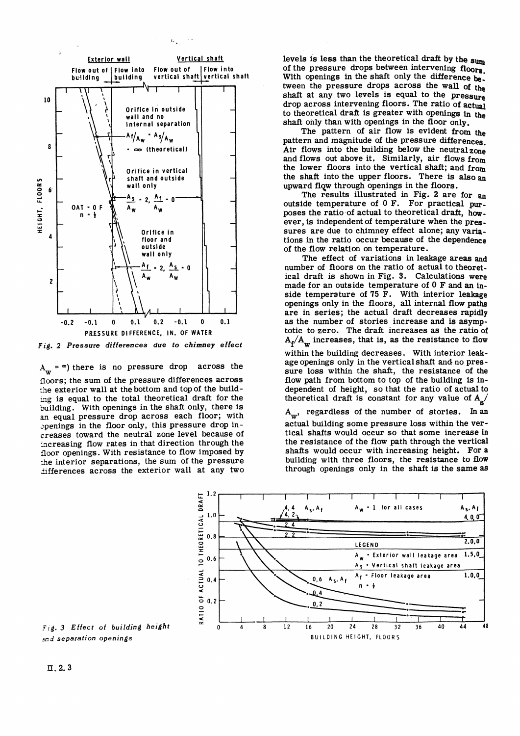Fig. 2 Pressure differences due to chimney effect

$A_w = \infty$) there is no pressure drop across the floors; the sum of the pressure differences across the exterior wall at the bottom and top of the building is equal to the total theoretical draft for the building. With openings in the shaft only, there is an equal pressure drop across each floor; with openings in the floor only, this pressure drop increases toward the neutral zone level because of increasing flow rates in that direction through the floor openings. With resistance to flow imposed by the interior separations, the sum of the pressure differences across the exterior wall at any two levels is less than the theoretical draft by the sum of the pressure drops between intervening floors. With openings in the shaft only the difference between the pressure drops across the wall of the shaft at any two levels is equal to the pressure drop across intervening floors. The ratio of actual to theoretical draft is greater with openings in the shaft only than with openings in the floor only.

The pattern of air flow is evident from the pattern and magnitude of the pressure differences. Air flows into the building below the neutral zone and flows out above it. Similarly, air flows from the lower floors into the vertical shaft; and from the shaft into the upper floors. There is also an upward flow through openings in the floors.

The results illustrated in Fig. 2 are for an outside temperature of 0 F. For practical purposes the ratio of actual to theoretical draft, however, is independent of temperature when the pressures are due to chimney effect alone; any variations in the ratio occur because of the dependence of the flow relation on temperature.

The effect of variations in leakage areas and number of floors on the ratio of actual to theoretical draft is shown in Fig. 3. Calculations were made for an outside temperature of 0 F and an inside temperature of 75 F. With interior leakage openings only in the floors, all internal flow paths are in series; the actual draft decreases rapidly as the number of stories increase and is asymptotic to zero. The draft increases as the ratio of $A_f/A_w$ increases, that is, as the resistance to flow within the building decreases. With interior leakage openings only in the vertical shaft and no pressure loss within the shaft, the resistance of the flow path from bottom to top of the building is independent of height, so that the ratio of actual to theoretical draft is constant for any value of $A_s/A_w$, regardless of the number of stories. In an actual building some pressure loss within the vertical shafts would occur so that some increase in the resistance of the flow path through the vertical shafts would occur with increasing height. For a building with three floors, the resistance to flow through openings only in the shaft is the same as

Fig. 3 Effect of building height and separation openings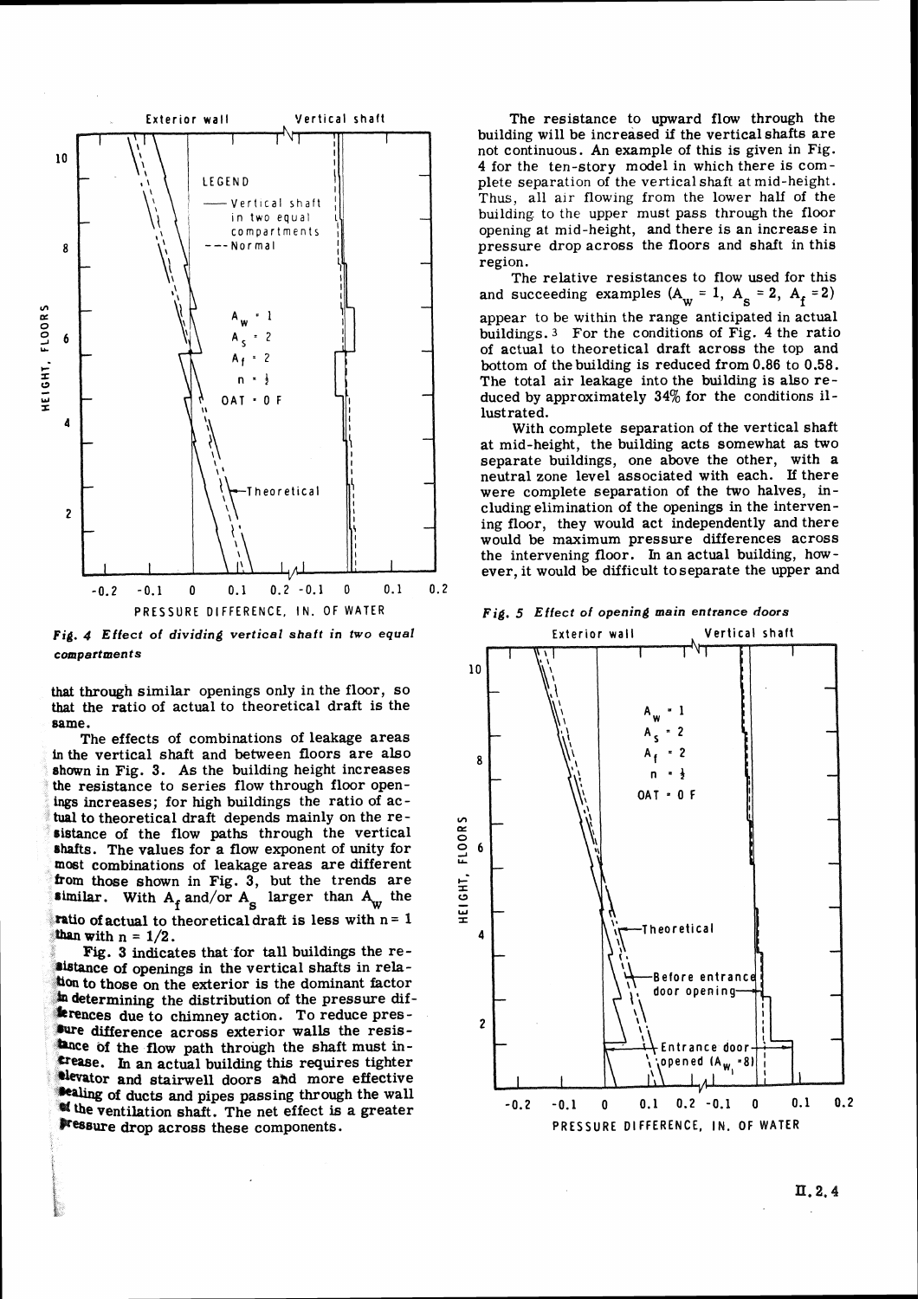Fig. 4 Effect of dividing vertical shaft in two equal compartments

that through similar openings only in the floor, so that the ratio of actual to theoretical draft is the same.

The effects of combinations of leakage areas in the vertical shaft and between floors are also shown in Fig. 3. As the building height increases the resistance to series flow through floor openings increases; for high buildings the ratio of actual to theoretical draft depends mainly on the resistance of the flow paths through the vertical shafts. The values for a flow exponent of unity for most combinations of leakage areas are different from those shown in Fig. 3, but the trends are similar. With $A_f$ and/or $A_s$ larger than $A_w$ the ratio of actual to theoretical draft is less with $n = 1$ than with $n = 1/2$.

Fig. 3 indicates that for tall buildings the resistance of openings in the vertical shafts in relation to those on the exterior is the dominant factor in determining the distribution of the pressure differences due to chimney action. To reduce pressure difference across exterior walls the resistance of the flow path through the shaft must increase. In an actual building this requires tighter elevator and stairwell doors and more effective sealing of ducts and pipes passing through the wall of the ventilation shaft. The net effect is a greater pressure drop across these components.

The resistance to upward flow through the building will be increased if the vertical shafts are not continuous. An examples of this is given in Fig. 4 for the ten-story model in which there is complete separation of the vertical shaft at mid-height. Thus, all air flowing from the lower half of the building to the upper must pass through the floor opening at mid-height, and there is an increase in pressure drop across the floors and shaft in this region.

The relative resistances to flow used for this and succeeding examples ($A_w = 1$, $A_s = 2$, $A_f = 2$) appear to be within the range anticipated in actual buildings.[3] For the conditions of Fig. 4 the ratio of actual to theoretical draft across the top and bottom of the building is reduced from 0.86 to 0.58. The total air leakage into the building is also reduced by approximately 34% for the conditions illustrated.

With complete separation of the vertical shaft at mid-height, the building acts somewhat as two separate buildings, one above the other, with a neutral zone level associated with each. If there were complete separation of the two halves, including elimination of the openings in the intervening floor, they would act independently and there would be maximum pressure differences across the intervening floor. In an actual building, however, it would be difficult to separate the upper and

Fig. 5 Effect of opening main entrance doors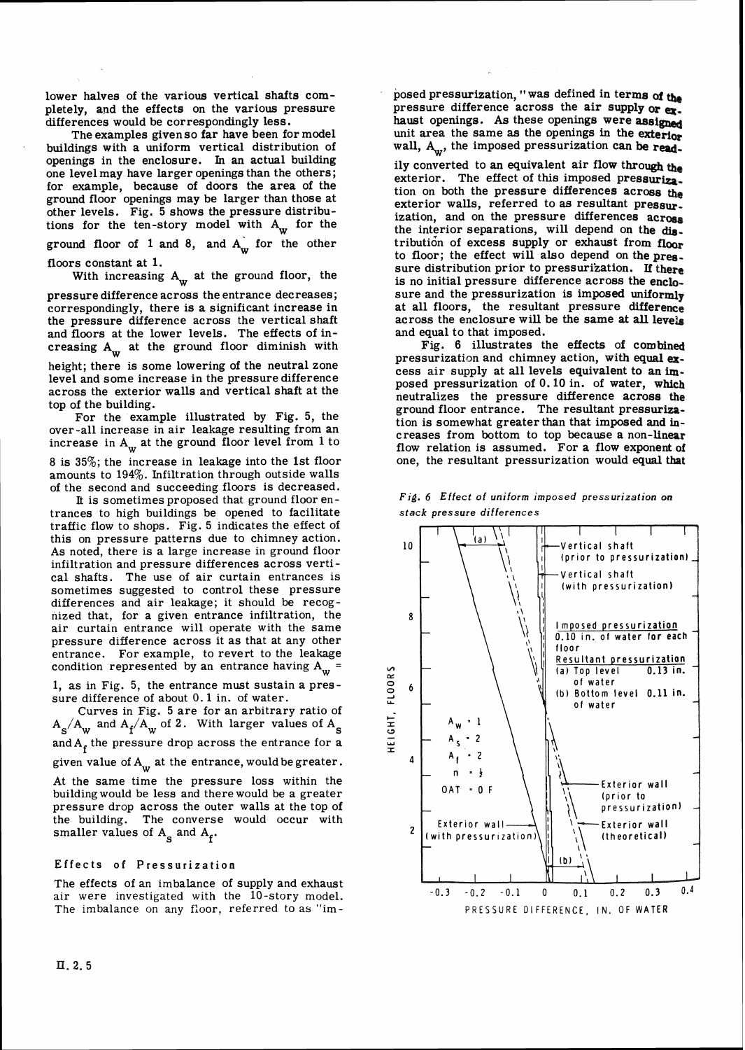lower halves of the various vertical shafts completely, and the effects on the various pressure differences would be correspondingly less.

The examples given so far have been for model buildings with a uniform vertical distribution of openings in the enclosure. In an actual building one level may have larger openings than the others; for example, because of doors the area of the ground floor openings may be larger than those at other levels. Fig. 5 shows the pressure distributions for the ten-story model with $A_w$ for the ground floor of 1 and 8, and $A_w$ for the other floors constant at 1.

With increasing $A_w$ at the ground floor, the pressure difference across the entrance decreases; correspondingly, there is a significant increase in the pressure difference across the vertical shaft and floors at the lower levels. The effects of increasing $A_w$ at the ground floor diminish with height; there is some lowering of the neutral zone level and some increase in the pressure difference across the exterior walls and vertical shaft at the top of the building.

For the example illustrated by Fig. 5, the over-all increase in air leakage resulting from an increase in $A_w$ at the ground floor level from 1 to 8 is 35%; the increase in leakage into the 1st floor amounts to 194%. Infiltration through outside walls of the second and succeeding floors is decreased.

It is sometimes proposed that ground floor entrances to high buildings be opened to facilitate traffic flow to shops. Fig. 5 indicates the effect of this on pressure patterns due to chimney action. As noted, there is a large increase in ground floor infiltration and pressure differences across vertical shafts. The use of air curtain entrances is sometimes suggested to control these pressure differences and air leakage; it should be recognized that, for a given entrance infiltration, the air curtain entrance will operate with the same pressure difference across it as that at any other entrance. For example, to revert to the leakage condition represented by an entrance having $A_w$ = 1, as in Fig. 5, the entrance must sustain a pressure difference of about 0.1 in. of water.

Curves in Fig. 5 are for an arbitrary ratio of $A_s/A_w$ and $A_f/A_s$ of 2. With larger values of $A_s$ and $A_f$ the pressure drop across the entrance for a given value of $A_w$ at the entrance, would be greater. At the same time the pressure loss within the building would be less and there would be a greater pressure drop across the outer walls at the top of the building. The converse would occur with smaller values of $A_s$ and $A_f$.

## Effects of Pressurization

The effects of an imbalance of supply and exhaust air were investigated with the 10-story model. The imbalance on any floor, referred to as "imposed pressurization," was defined in terms of the pressure difference across the air supply or exhaust openings. As these openings were assigned unit area the same as the openings in the exterior wall, $A_w$, the imposed pressurization can be readily converted to an equivalent air flow through the exterior. The effect of this imposed pressurization on both the pressure differences across the exterior walls, referred to as resultant pressurization, and on the pressure differences across the interior separations, will depend on the distribution of excess supply or exhaust from floor to floor; the effect will also depend on the pressure distribution prior to pressurization. If there is no initial pressure difference across the enclosure and the pressurization is imposed uniformly at all floors, the resultant pressure difference across the enclosure will be the same at all levels and equal to that imposed.

Fig. 6 illustrates the effects of combined pressurization and chimney action, with equal excess air supply at all levels equivalent to an imposed pressurization of 0.10 in. of water, which neutralizes the pressure difference across the ground floor entrance. The resultant pressurization is somewhat greater than that imposed and increases from bottom to top because a non-linear flow relation is assumed. For a flow exponent of one, the resultant pressurization would equal that

*Fig. 6 Effect of uniform imposed pressurization on stack pressure differences*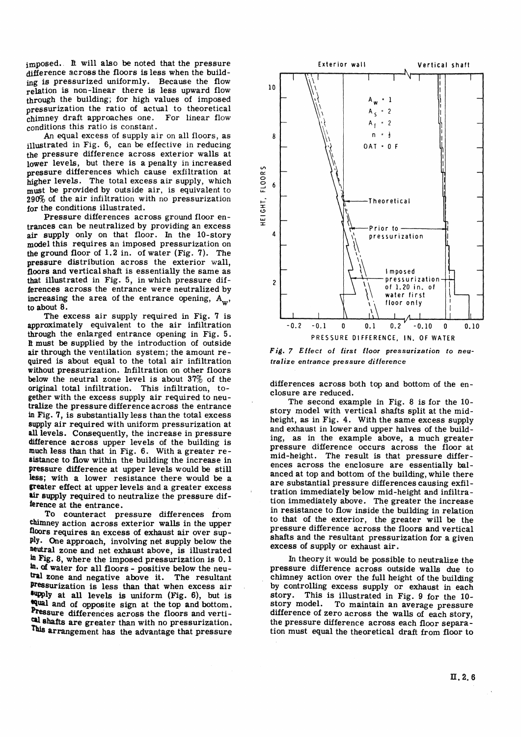imposed. It will also be noted that the pressure difference across the floors is less when the building is pressurized uniformly. Because the flow relation is non-linear there is less upward flow through the building; for high values of imposed pressurization the ratio of actual to theoretical chimney draft approaches one. For linear flow conditions this ratio is constant.

An equal excess of supply air on all floors, as illustrated in Fig. 6, can be effective in reducing the pressure difference across exterior walls at lower levels, but there is a penalty in increased pressure differences which cause exfiltration at higher levels. The total excess air supply, which must be provided by outside air, is equivalent to 290% of the air infiltration with no pressurization for the conditions illustrated.

Pressure differences across ground floor entrances can be neutralized by providing an excess air supply only on that floor. In the 10-story model this requires an imposed pressurization on the ground floor of 1.2 in. of water (Fig. 7). The pressure distribution across the exterior wall, floors and vertical shaft is essentially the same as that illustrated in Fig. 5, in which pressure differences across the entrance were neutralized by increasing the area of the entrance opening, $A_w$, to about 8.

The excess air supply required in Fig. 7 is approximately equivalent to the air infiltration through the enlarged entrance opening in Fig. 5. It must be supplied by the introduction of outside air through the ventilation system; the amount required is about equal to the total air infiltration without pressurization. Infiltration on other floors below the neutral zone level is about 37% of the original total infiltration. This infiltration, together with the excess supply air required to neutralize the pressure difference across the entrance in Fig. 7, is substantially less than the total excess supply air required with uniform pressurization at all levels. Consequently, the increase in pressure difference across upper levels of the building is much less than that in Fig. 6. With a greater resistance to flow within the building the increase in pressure difference at upper levels would be still less; with a lower resistance there would be a greater effect at upper levels and a greater excess air supply required to neutralize the pressure difference at the entrance.

To counteract pressure differences from chimney action across exterior walls in the upper floors requires an excess of exhaust air over supply. One approach, involving net supply below the neutral zone and net exhaust above, is illustrated in Fig. 8, where the imposed pressurization is 0.1 in. of water for all floors - positive below the neutral zone and negative above it. The resultant pressurization is less than that when excess air supply at all levels is uniform (Fig. 6), but is equal and of opposite sign at the top and bottom. Pressure differences across the floors and vertical shafts are greater than with no pressurization. This arrangement has the advantage that pressure differences across both top and bottom of the enclosure are reduced.

The second example in Fig. 8 is for the 10-story model with vertical shafts split at the mid-height, as in Fig. 4. With the same excess supply and exhaust in lower and upper halves of the building, as in the example above, a much greater pressure difference occurs across the floor at mid-height. The result is that pressure differences across the enclosure are essentially balanced at top and bottom of the building, while there are substantial pressure differences causing exfiltration immediately below mid-height and infiltration immediately above. The greater the increase in resistance to flow inside the building in relation to that of the exterior, the greater will be the pressure difference across the floors and vertical shafts and the resultant pressurization for a given excess of supply or exhaust air.

In theory it would be possible to neutralize the pressure difference across outside walls due to chimney action over the full height of the building by controlling excess supply or exhaust in each story. This is illustrated in Fig. 9 for the 10-story model. To maintain an average pressure difference of zero across the walls of each story, the pressure difference across each floor separation must equal the theoretical draft from floor to

*Fig. 7 Effect of first floor pressurization to neutralize entrance pressure difference*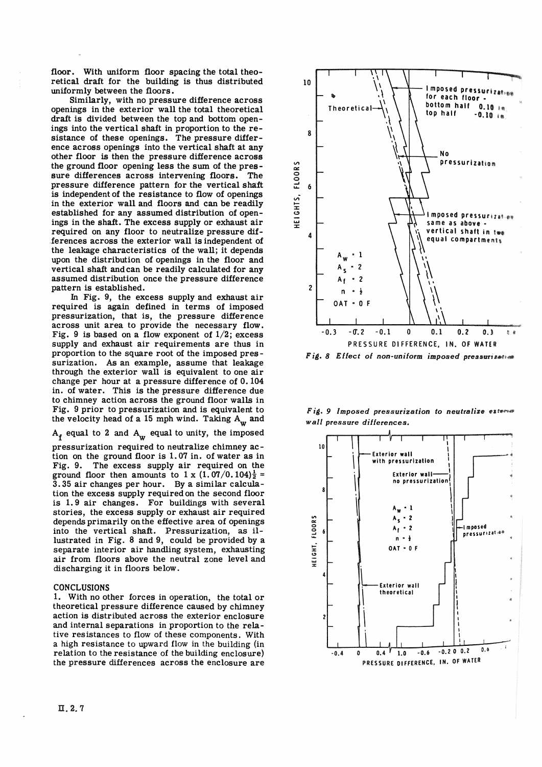floor. With uniform floor spacing the total theoretical draft for the building is thus distributed uniformly between the floors.

Similarly, with no pressure difference across openings in the exterior wall the total theoretical draft is divided between the top and bottom openings into the vertical shaft in proportion to the resistance of these openings. The pressure difference across openings into the vertical shaft at any other floor is then the pressure difference across the ground floor opening less the sum of the pressure differences across intervening floors. The pressure difference pattern for the vertical shaft is independent of the resistance to flow of openings in the exterior wall and floors and can be readily established for any assumed distribution of openings in the shaft. The excess supply or exhaust air required on any floor to neutralize pressure differences across the exterior wall is independent of the leakage characteristics of the wall; it depends upon the distribution of openings in the floor and vertical shaft and can be readily calculated for any assumed distribution once the pressure difference pattern is established.

In Fig. 9, the excess supply and exhaust air required is again defined in terms of imposed pressurization, that is, the pressure difference across unit area to provide the necessary flow. Fig. 9 is based on a flow exponent of 1/2; excess supply and exhaust air requirements are thus in proportion to the square root of the imposed pressurization. As an example, assume that leakage through the exterior wall is equivalent to one air change per hour at a pressure difference of 0.104 in. of water. This is the pressure difference due to chimney action across the ground floor walls in Fig. 9 prior to pressurization and is equivalent to the velocity head of a 15 mph wind. Taking $A_w$ and $A_f$ equal to 2 and $A_w$ equal to unity, the imposed pressurization required to neutralize chimney action on the ground floor is 1.07 in. of water as in Fig. 9. The excess supply air required on the ground floor then amounts to $1 \times (1.07/0.104)^{\frac{1}{2}} = 3.35$ air changes per hour. By a similar calculation the excess supply required on the second floor is 1.9 air changes. For buildings with several stories, the excess supply or exhaust air required depends primarily on the effective area of openings into the vertical shaft. Pressurization, as illustrated in Fig. 8 and 9, could be provided by a separate interior air handling system, exhausting air from floors above the neutral zone level and discharging it in floors below.

## CONCLUSIONS

1. With no other forces in operation, the total or theoretical pressure difference caused by chimney action is distributed across the exterior enclosure and internal separations in proportion to the relative resistances to flow of these components. With a high resistance to upward flow in the building (in relation to the resistance of the building enclosure) the pressure differences across the enclosure are

*Fig. 8 Effect of non-uniform imposed pressurization*

*Fig. 9 Imposed pressurization to neutralize exterior wall pressure differences.*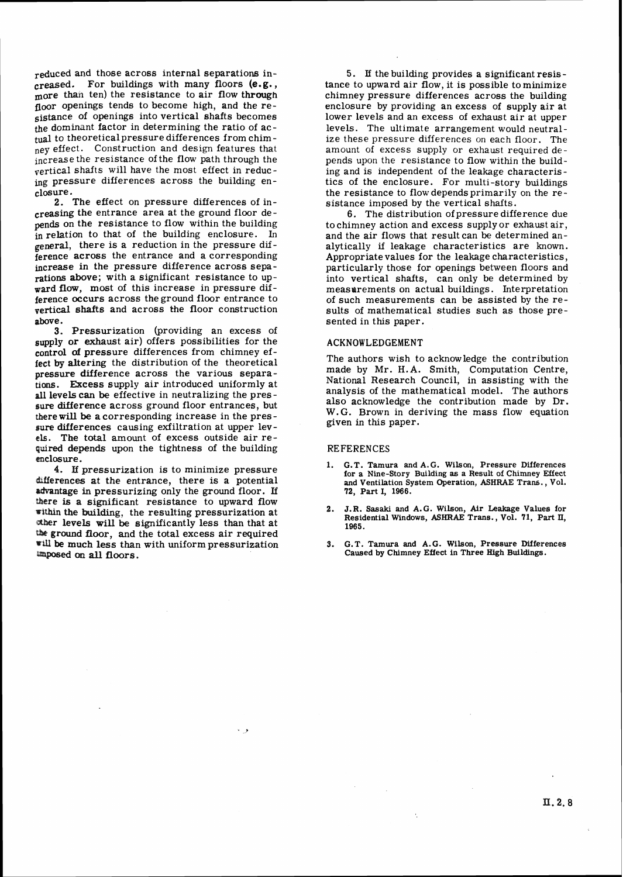reduced and those across internal separations increased. For buildings with many floors (e.g., more than ten) the resistance to air flow through floor openings tends to become high, and the resistance of openings into vertical shafts becomes the dominant factor in determining the ratio of actual to theoretical pressure differences from chimney effect. Construction and design features that increase the resistance of the flow path through the vertical shafts will have the most effect in reducing pressure differences across the building enclosure.

2. The effect on pressure differences of increasing the entrance area at the ground floor depends on the resistance to flow within the building in relation to that of the building enclosure. In general, there is a reduction in the pressure difference across the entrance and a corresponding increase in the pressure difference across separations above; with a significant resistance to upward flow, most of this increase in pressure difference occurs across the ground floor entrance to vertical shafts and across the floor construction above.

3. Pressurization (providing an excess of supply or exhaust air) offers possibilities for the control of pressure differences from chimney effect by altering the distribution of the theoretical pressure difference across the various separations. Excess supply air introduced uniformly at all levels can be effective in neutralizing the pressure difference across ground floor entrances, but there will be a corresponding increase in the pressure differences causing exfiltration at upper levels. The total amount of excess outside air required depends upon the tightness of the building enclosure.

4. If pressurization is to minimize pressure differences at the entrance, there is a potential advantage in pressurizing only the ground floor. If there is a significant resistance to upward flow within the building, the resulting pressurization at other levels will be significantly less than that at the ground floor, and the total excess air required will be much less than with uniform pressurization imposed on all floors.

5. If the building provides a significant resistance to upward air flow, it is possible to minimize chimney pressure differences across the building enclosure by providing an excess of supply air at lower levels and an excess of exhaust air at upper levels. The ultimate arrangement would neutralize these pressure differences on each floor. The amount of excess supply or exhaust required depends upon the resistance to flow within the building and is independent of the leakage characteristics of the enclosure. For multi-story buildings the resistance to flow depends primarily on the resistance imposed by the vertical shafts.

6. The distribution of pressure difference due to chimney action and excess supply or exhaust air, and the air flows that result can be determined analytically if leakage characteristics are known. Appropriate values for the leakage characteristics, particularly those for openings between floors and into vertical shafts, can only be determined by measurements on actual buildings. Interpretation of such measurements can be assisted by the results of mathematical studies such as those presented in this paper.

## ACKNOWLEDGEMENT

The authors wish to acknowledge the contribution made by Mr. H.A. Smith, Computation Centre, National Research Council, in assisting with the analysis of the mathematical model. The authors also acknowledge the contribution made by Dr. W.G. Brown in deriving the mass flow equation given in this paper.

## REFERENCES

1. G.T. Tamura and A.G. Wilson, Pressure Differences for a Nine-Story Building as a Result of Chimney Effect and Ventilation System Operation, ASHRAE Trans., Vol. 72, Part I, 1966.

2. J.R. Sasaki and A.G. Wilson, Air Leakage Values for Residential Windows, ASHRAE Trans., Vol. 71, Part II, 1965.

3. G.T. Tamura and A.G. Wilson, Pressure Differences Caused by Chimney Effect in Three High Buildings.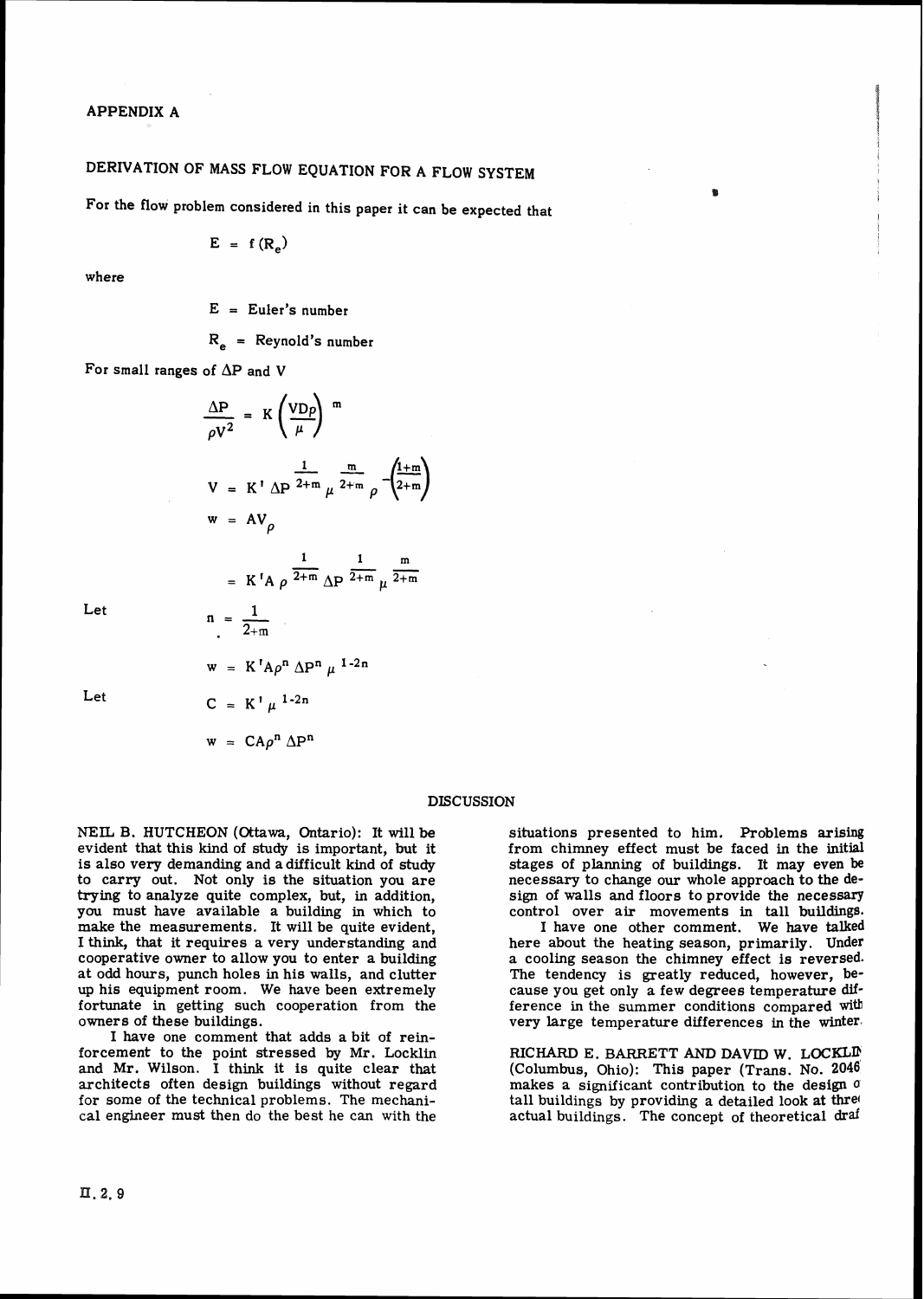## APPENDIX A

### DERIVATION OF MASS FLOW EQUATION FOR A FLOW SYSTEM

For the flow problem considered in this paper it can be expected that

$$E = f(R_e)$$

where

$E$ = Euler's number

$R_e$ = Reynold's number

For small ranges of $\Delta P$ and $V$

$$\frac{\Delta P}{\rho V^2} = K\left(\frac{VD\rho}{\mu}\right)^m$$

$$V = K'\, \Delta P^{\frac{1}{2+m}}\, \mu^{\frac{m}{2+m}}\, \rho^{-\left(\frac{1+m}{2+m}\right)}$$

$$w = AV_\rho$$

$$= K'A\, \rho^{\frac{1}{2+m}}\, \Delta P^{\frac{1}{2+m}}\, \mu^{\frac{m}{2+m}}$$

Let

$$n = \frac{1}{2+m}$$

$$w = K'A\rho^n\, \Delta P^n\, \mu^{1-2n}$$

Let

$$C = K'\mu^{1-2n}$$

$$w = CA\rho^n\, \Delta P^n$$

## DISCUSSION

NEIL B. HUTCHEON (Ottawa, Ontario): It will be evident that this kind of study is important, but it is also very demanding and a difficult kind of study to carry out. Not only is the situation you are trying to analyze quite complex, but, in addition, you must have available a building in which to make the measurements. It will be quite evident, I think, that it requires a very understanding and cooperative owner to allow you to enter a building at odd hours, punch holes in his walls, and clutter up his equipment room. We have been extremely fortunate in getting such cooperation from the owners of these buildings.

I have one comment that adds a bit of reinforcement to the point stressed by Mr. Locklin and Mr. Wilson. I think it is quite clear that architects often design buildings without regard for some of the technical problems. The mechanical engineer must then do the best he can with the situations presented to him. Problems arising from chimney effect must be faced in the initial stages of planning of buildings. It may even be necessary to change our whole approach to the design of walls and floors to provide the necessary control over air movements in tall buildings.

I have one other comment. We have talked here about the heating season, primarily. Under a cooling season the chimney effect is reversed. The tendency is greatly reduced, however, because you get only a few degrees temperature difference in the summer conditions compared with very large temperature differences in the winter.

RICHARD E. BARRETT AND DAVID W. LOCKLIN (Columbus, Ohio): This paper (Trans. No. 2046) makes a significant contribution to the design of tall buildings by providing a detailed look at three actual buildings. The concept of theoretical draf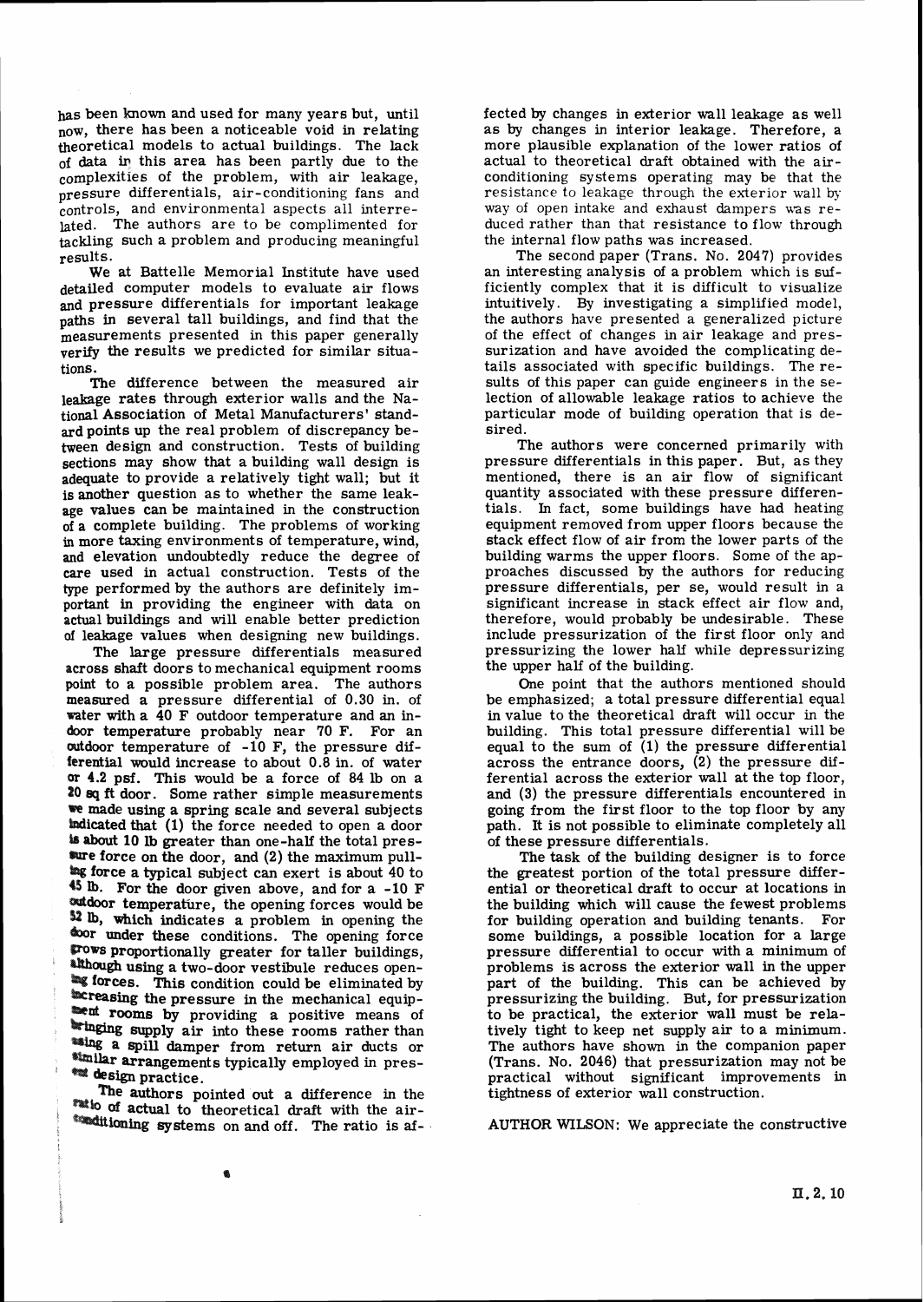has been known and used for many years but, until now, there has been a noticeable void in relating theoretical models to actual buildings. The lack of data in this area has been partly due to the complexities of the problem, with air leakage, pressure differentials, air-conditioning fans and controls, and environmental aspects all interrelated. The authors are to be complimented for tackling such a problem and producing meaningful results.

We at Battelle Memorial Institute have used detailed computer models to evaluate air flows and pressure differentials for important leakage paths in several tall buildings, and find that the measurements presented in this paper generally verify the results we predicted for similar situations.

The difference between the measured air leakage rates through exterior walls and the National Association of Metal Manufacturers' standard points up the real problem of discrepancy between design and construction. Tests of building sections may show that a building wall design is adequate to provide a relatively tight wall; but it is another question as to whether the same leakage values can be maintained in the construction of a complete building. The problems of working in more taxing environments of temperature, wind, and elevation undoubtedly reduce the degree of care used in actual construction. Tests of the type performed by the authors are definitely important in providing the engineer with data on actual buildings and will enable better prediction of leakage values when designing new buildings.

The large pressure differentials measured across shaft doors to mechanical equipment rooms point to a possible problem area. The authors measured a pressure differential of 0.30 in. of water with a 40 F outdoor temperature and an indoor temperature probably near 70 F. For an outdoor temperature of -10 F, the pressure differential would increase to about 0.8 in. of water or 4.2 psf. This would be a force of 84 lb on a 20 sq ft door. Some rather simple measurements we made using a spring scale and several subjects indicated that (1) the force needed to open a door is about 10 lb greater than one-half the total pressure force on the door, and (2) the maximum pulling force a typical subject can exert is about 40 to 45 lb. For the door given above, and for a -10 F outdoor temperature, the opening forces would be 52 lb, which indicates a problem in opening the door under these conditions. The opening force grows proportionally greater for taller buildings, although using a two-door vestibule reduces opening forces. This condition could be eliminated by increasing the pressure in the mechanical equipment rooms by providing a positive means of bringing supply air into these rooms rather than using a spill damper from return air ducts or similar arrangements typically employed in present design practice.

The authors pointed out a difference in the ratio of actual to theoretical draft with the air-conditioning systems on and off. The ratio is affected by changes in exterior wall leakage as well as by changes in interior leakage. Therefore, a more plausible explanation of the lower ratios of actual to theoretical draft obtained with the air-conditioning systems operating may be that the resistance to leakage through the exterior wall by way of open intake and exhaust dampers was reduced rather than that resistance to flow through the internal flow paths was increased.

The second paper (Trans. No. 2047) provides an interesting analysis of a problem which is sufficiently complex that it is difficult to visualize intuitively. By investigating a simplified model, the authors have presented a generalized picture of the effect of changes in air leakage and pressurization and have avoided the complicating details associated with specific buildings. The results of this paper can guide engineers in the selection of allowable leakage ratios to achieve the particular mode of building operation that is desired.

The authors were concerned primarily with pressure differentials in this paper. But, as they mentioned, there is an air flow of significant quantity associated with these pressure differentials. In fact, some buildings have had heating equipment removed from upper floors because the stack effect flow of air from the lower parts of the building warms the upper floors. Some of the approaches discussed by the authors for reducing pressure differentials, per se, would result in a significant increase in stack effect air flow and, therefore, would probably be undesirable. These include pressurization of the first floor only and pressurizing the lower half while depressurizing the upper half of the building.

One point that the authors mentioned should be emphasized; a total pressure differential equal in value to the theoretical draft will occur in the building. This total pressure differential will be equal to the sum of (1) the pressure differential across the entrance doors, (2) the pressure differential across the exterior wall at the top floor, and (3) the pressure differentials encountered in going from the first floor to the top floor by any path. It is not possible to eliminate completely all of these pressure differentials.

The task of the building designer is to force the greatest portion of the total pressure differential or theoretical draft to occur at locations in the building which will cause the fewest problems for building operation and building tenants. For some buildings, a possible location for a large pressure differential to occur with a minimum of problems is across the exterior wall in the upper part of the building. This can be achieved by pressurizing the building. But, for pressurization to be practical, the exterior wall must be relatively tight to keep net supply air to a minimum. The authors have shown in the companion paper (Trans. No. 2046) that pressurization may not be practical without significant improvements in tightness of exterior wall construction.

AUTHOR WILSON: We appreciate the constructive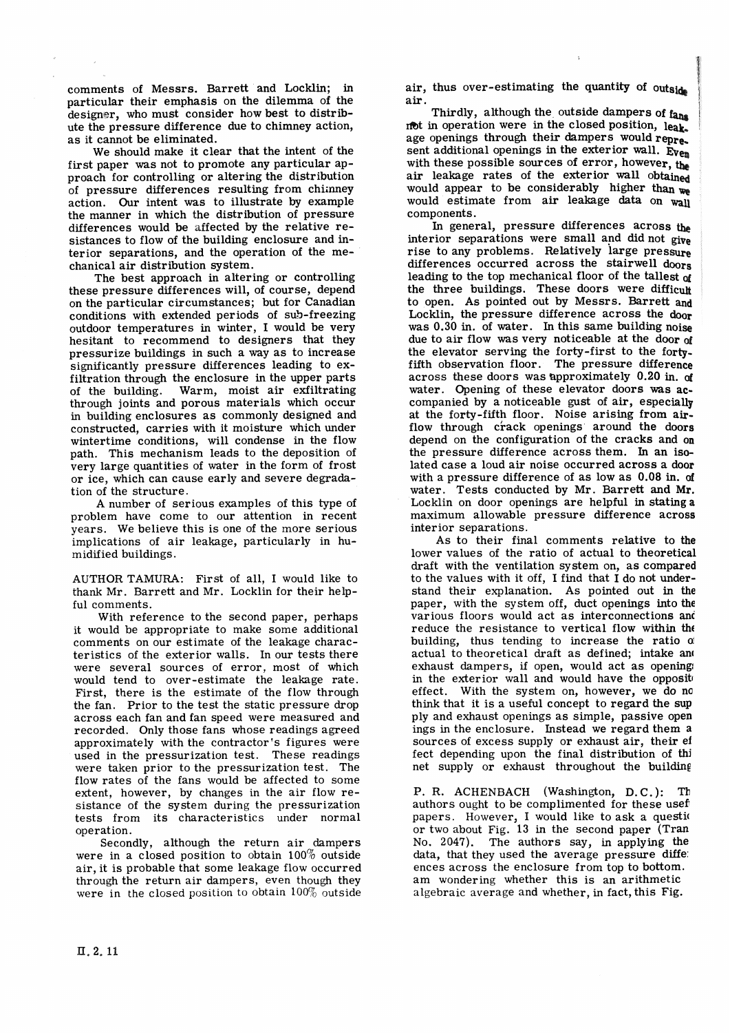comments of Messrs. Barrett and Locklin; in particular their emphasis on the dilemma of the designer, who must consider how best to distribute the pressure difference due to chimney action, as it cannot be eliminated.

We should make it clear that the intent of the first paper was not to promote any particular approach for controlling or altering the distribution of pressure differences resulting from chimney action. Our intent was to illustrate by example the manner in which the distribution of pressure differences would be affected by the relative resistances to flow of the building enclosure and interior separations, and the operation of the mechanical air distribution system.

The best approach in altering or controlling these pressure differences will, of course, depend on the particular circumstances; but for Canadian conditions with extended periods of sub-freezing outdoor temperatures in winter, I would be very hesitant to recommend to designers that they pressurize buildings in such a way as to increase significantly pressure differences leading to exfiltration through the enclosure in the upper parts of the building. Warm, moist air exfiltrating through joints and porous materials which occur in building enclosures as commonly designed and constructed, carries with it moisture which under wintertime conditions, will condense in the flow path. This mechanism leads to the deposition of very large quantities of water in the form of frost or ice, which can cause early and severe degradation of the structure.

A number of serious examples of this type of problem have come to our attention in recent years. We believe this is one of the more serious implications of air leakage, particularly in humidified buildings.

AUTHOR TAMURA: First of all, I would like to thank Mr. Barrett and Mr. Locklin for their helpful comments.

With reference to the second paper, perhaps it would be appropriate to make some additional comments on our estimate of the leakage characteristics of the exterior walls. In our tests there were several sources of error, most of which would tend to over-estimate the leakage rate. First, there is the estimate of the flow through the fan. Prior to the test the static pressure drop across each fan and fan speed were measured and recorded. Only those fans whose readings agreed approximately with the contractor's figures were used in the pressurization test. These readings were taken prior to the pressurization test. The flow rates of the fans would be affected to some extent, however, by changes in the air flow resistance of the system during the pressurization tests from its characteristics under normal operation.

Secondly, although the return air dampers were in a closed position to obtain 100% outside air, it is probable that some leakage flow occurred through the return air dampers, even though they were in the closed position to obtain 100% outside air, thus over-estimating the quantity of outside air.

Thirdly, although the outside dampers of fans not in operation were in the closed position, leakage openings through their dampers would represent additional openings in the exterior wall. Even with these possible sources of error, however, the air leakage rates of the exterior wall obtained would appear to be considerably higher than we would estimate from air leakage data on wall components.

In general, pressure differences across the interior separations were small and did not give rise to any problems. Relatively large pressure differences occurred across the stairwell doors leading to the top mechanical floor of the tallest of the three buildings. These doors were difficult to open. As pointed out by Messrs. Barrett and Locklin, the pressure difference across the door was 0.30 in. of water. In this same building noise due to air flow was very noticeable at the door of the elevator serving the forty-first to the forty-fifth observation floor. The pressure difference across these doors was approximately 0.20 in. of water. Opening of these elevator doors was accompanied by a noticeable gust of air, especially at the forty-fifth floor. Noise arising from airflow through crack openings around the doors depend on the configuration of the cracks and on the pressure difference across them. In an isolated case a loud air noise occurred across a door with a pressure difference of as low as 0.08 in. of water. Tests conducted by Mr. Barrett and Mr. Locklin on door openings are helpful in stating a maximum allowable pressure difference across interior separations.

As to their final comments relative to the lower values of the ratio of actual to theoretical draft with the ventilation system on, as compared to the values with it off, I find that I do not understand their explanation. As pointed out in the paper, with the system off, duct openings into the various floors would act as interconnections and reduce the resistance to vertical flow within the building, thus tending to increase the ratio of actual to theoretical draft as defined; intake and exhaust dampers, if open, would act as openings in the exterior wall and would have the opposite effect. With the system on, however, we do not think that it is a useful concept to regard the supply and exhaust openings as simple, passive openings in the enclosure. Instead we regard them as sources of excess supply or exhaust air, their effect depending upon the final distribution of the net supply or exhaust throughout the building.

P. R. ACHENBACH (Washington, D.C.): The authors ought to be complimented for these useful papers. However, I would like to ask a question or two about Fig. 13 in the second paper (Trans. No. 2047). The authors say, in applying the data, that they used the average pressure differences across the enclosure from top to bottom. I am wondering whether this is an arithmetic or algebraic average and whether, in fact, this Fig.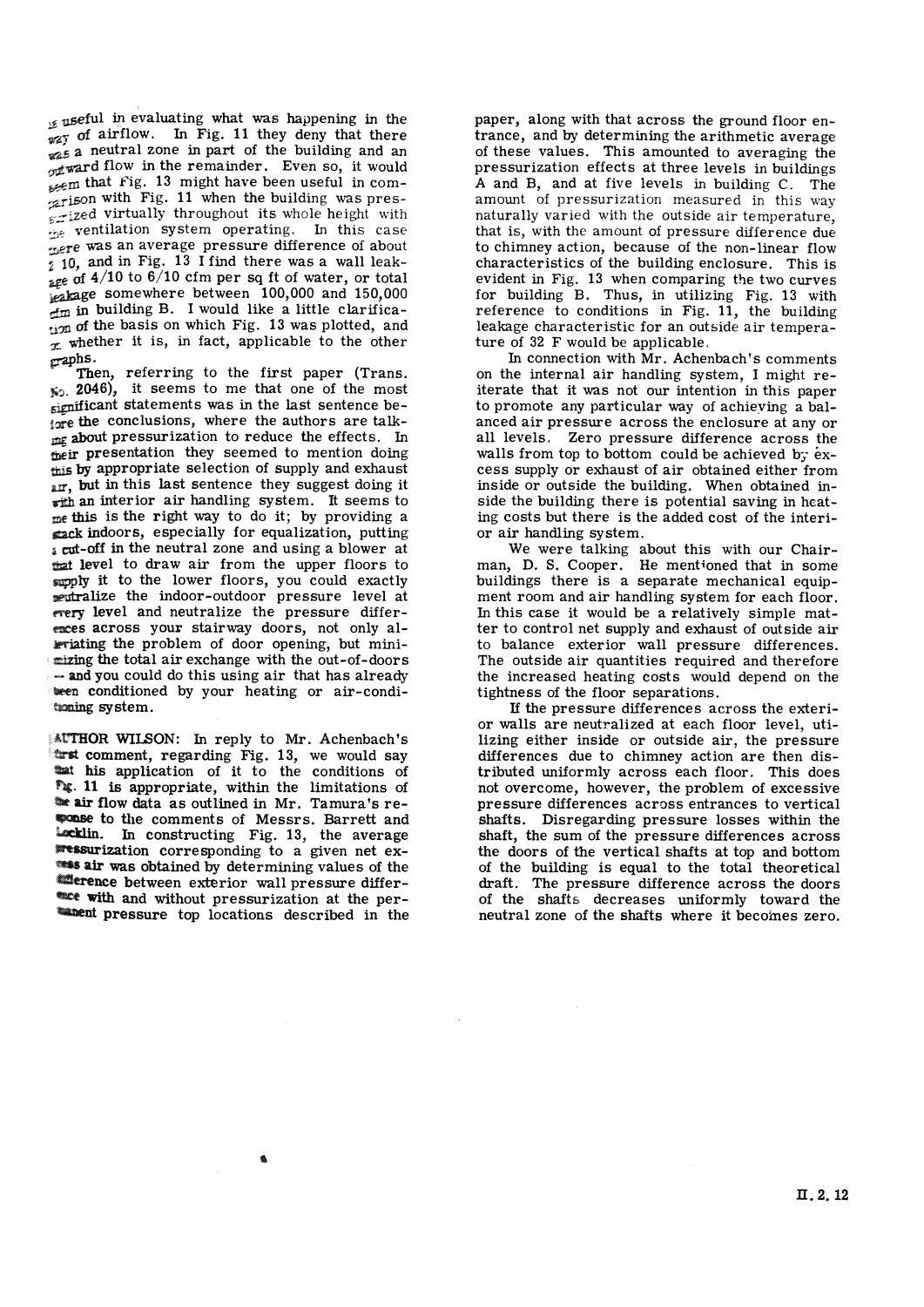is useful in evaluating what was happening in the way of airflow. In Fig. 11 they deny that there was a neutral zone in part of the building and an outward flow in the remainder. Even so, it would seem that Fig. 13 might have been useful in comparison with Fig. 11 when the building was pressurized virtually throughout its whole height with the ventilation system operating. In this case there was an average pressure difference of about 2 10, and in Fig. 13 I find there was a wall leakage of 4/10 to 6/10 cfm per sq ft of water, or total leakage somewhere between 100,000 and 150,000 cfm in building B. I would like a little clarification of the basis on which Fig. 13 was plotted, and on whether it is, in fact, applicable to the other graphs.

Then, referring to the first paper (Trans. No. 2046), it seems to me that one of the most significant statements was in the last sentence before the conclusions, where the authors are talking about pressurization to reduce the effects. In their presentation they seemed to mention doing this by appropriate selection of supply and exhaust air, but in this last sentence they suggest doing it with an interior air handling system. It seems to me this is the right way to do it; by providing a stack indoors, especially for equalization, putting a cut-off in the neutral zone and using a blower at that level to draw air from the upper floors to supply it to the lower floors, you could exactly neutralize the indoor-outdoor pressure level at every level and neutralize the pressure differences across your stairway doors, not only alleviating the problem of door opening, but minimizing the total air exchange with the out-of-doors — and you could do this using air that has already been conditioned by your heating or air-conditioning system.

AUTHOR WILSON: In reply to Mr. Achenbach's first comment, regarding Fig. 13, we would say that his application of it to the conditions of Fig. 11 is appropriate, within the limitations of the air flow data as outlined in Mr. Tamura's response to the comments of Messrs. Barrett and Locklin. In constructing Fig. 13, the average pressurization corresponding to a given net excess air was obtained by determining values of the difference between exterior wall pressure difference with and without pressurization at the permanent pressure top locations described in the paper, along with that across the ground floor entrance, and by determining the arithmetic average of these values. This amounted to averaging the pressurization effects at three levels in buildings A and B, and at five levels in building C. The amount of pressurization measured in this way naturally varied with the outside air temperature, that is, with the amount of pressure difference due to chimney action, because of the non-linear flow characteristics of the building enclosure. This is evident in Fig. 13 when comparing the two curves for building B. Thus, in utilizing Fig. 13 with reference to conditions in Fig. 11, the building leakage characteristic for an outside air temperature of 32 F would be applicable.

In connection with Mr. Achenbach's comments on the internal air handling system, I might reiterate that it was not our intention in this paper to promote any particular way of achieving a balanced air pressure across the enclosure at any or all levels. Zero pressure difference across the walls from top to bottom could be achieved by excess supply or exhaust of air obtained either from inside or outside the building. When obtained inside the building there is potential saving in heating costs but there is the added cost of the interior air handling system.

We were talking about this with our Chairman, D. S. Cooper. He mentioned that in some buildings there is a separate mechanical equipment room and air handling system for each floor. In this case it would be a relatively simple matter to control net supply and exhaust of outside air to balance exterior wall pressure differences. The outside air quantities required and therefore the increased heating costs would depend on the tightness of the floor separations.

If the pressure differences across the exterior walls are neutralized at each floor level, utilizing either inside or outside air, the pressure differences due to chimney action are then distributed uniformly across each floor. This does not overcome, however, the problem of excessive pressure differences across entrances to vertical shafts. Disregarding pressure losses within the shaft, the sum of the pressure differences across the doors of the vertical shafts at top and bottom of the building is equal to the total theoretical draft. The pressure difference across the doors of the shafts decreases uniformly toward the neutral zone of the shafts where it becomes zero.